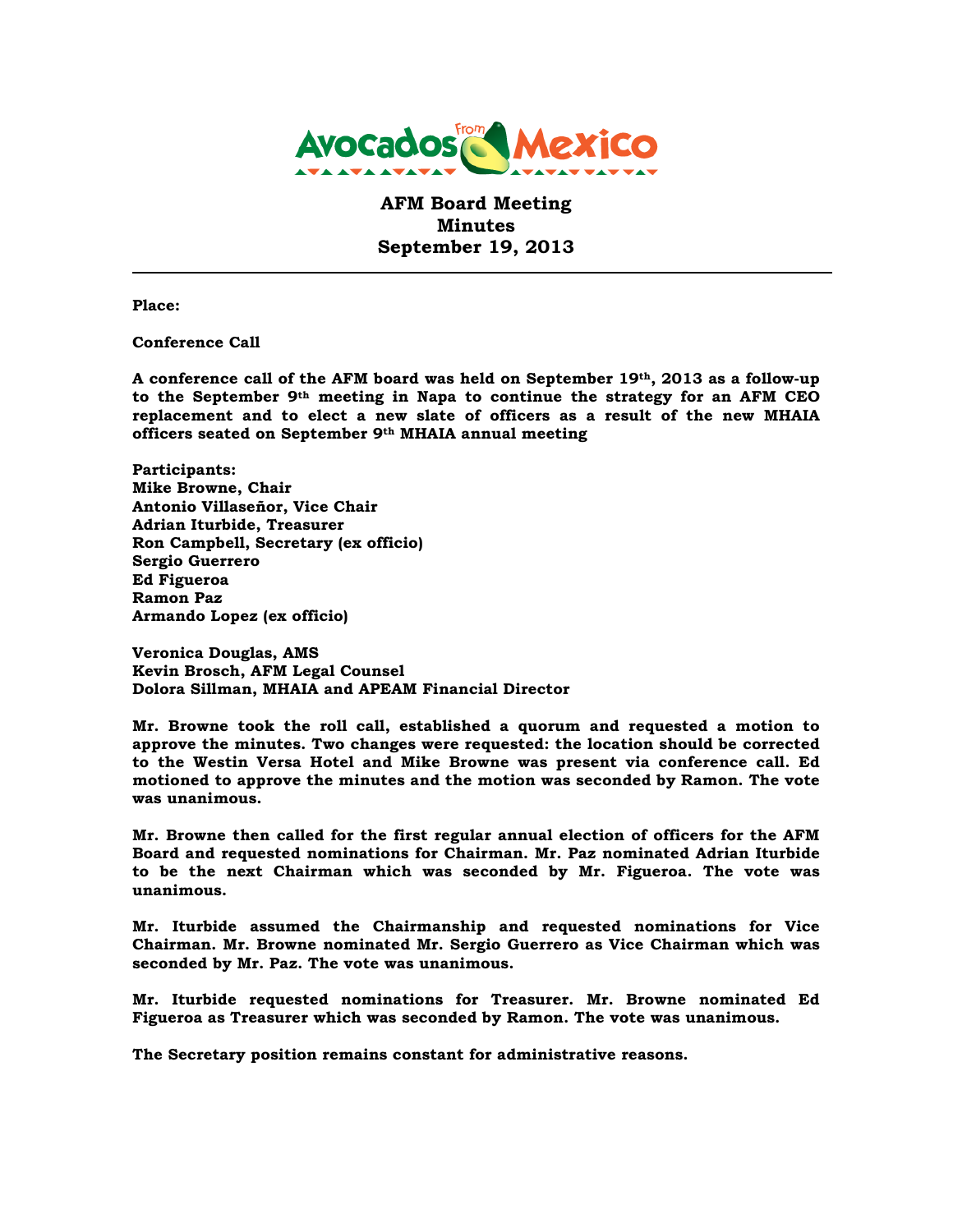Avocados From Mexico

# AFM Board Meeting
## Minutes
## September 19, 2013

---

**Place:**

**Conference Call**

**A conference call of the AFM board was held on September 19th, 2013 as a follow-up to the September 9th meeting in Napa to continue the strategy for an AFM CEO replacement and to elect a new slate of officers as a result of the new MHAIA officers seated on September 9th MHAIA annual meeting**

**Participants:**
**Mike Browne, Chair**
**Antonio Villaseñor, Vice Chair**
**Adrian Iturbide, Treasurer**
**Ron Campbell, Secretary (ex officio)**
**Sergio Guerrero**
**Ed Figueroa**
**Ramon Paz**
**Armando Lopez (ex officio)**

**Veronica Douglas, AMS**
**Kevin Brosch, AFM Legal Counsel**
**Dolora Sillman, MHAIA and APEAM Financial Director**

**Mr. Browne took the roll call, established a quorum and requested a motion to approve the minutes. Two changes were requested: the location should be corrected to the Westin Versa Hotel and Mike Browne was present via conference call. Ed motioned to approve the minutes and the motion was seconded by Ramon. The vote was unanimous.**

**Mr. Browne then called for the first regular annual election of officers for the AFM Board and requested nominations for Chairman. Mr. Paz nominated Adrian Iturbide to be the next Chairman which was seconded by Mr. Figueroa. The vote was unanimous.**

**Mr. Iturbide assumed the Chairmanship and requested nominations for Vice Chairman. Mr. Browne nominated Mr. Sergio Guerrero as Vice Chairman which was seconded by Mr. Paz. The vote was unanimous.**

**Mr. Iturbide requested nominations for Treasurer. Mr. Browne nominated Ed Figueroa as Treasurer which was seconded by Ramon. The vote was unanimous.**

**The Secretary position remains constant for administrative reasons.**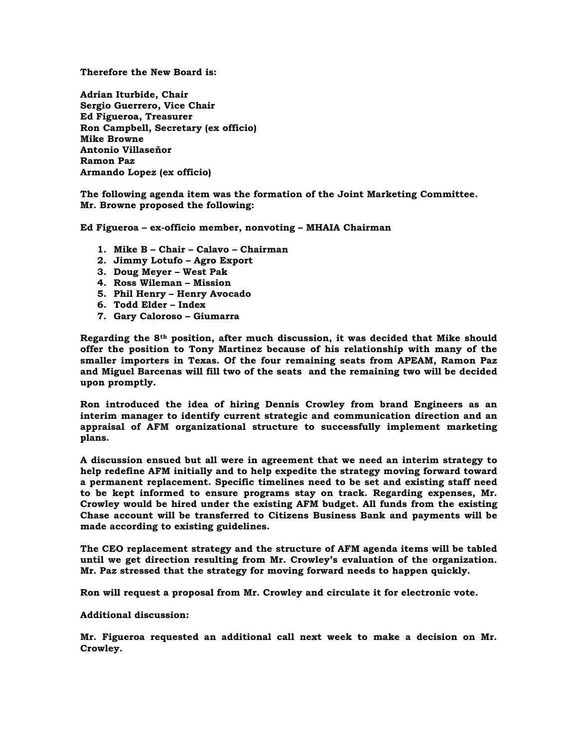**Therefore the New Board is:**

**Adrian Iturbide, Chair**
**Sergio Guerrero, Vice Chair**
**Ed Figueroa, Treasurer**
**Ron Campbell, Secretary (ex officio)**
**Mike Browne**
**Antonio Villaseñor**
**Ramon Paz**
**Armando Lopez (ex officio)**

**The following agenda item was the formation of the Joint Marketing Committee. Mr. Browne proposed the following:**

**Ed Figueroa – ex-officio member, nonvoting – MHAIA Chairman**

1. **Mike B – Chair – Calavo – Chairman**
2. **Jimmy Lotufo – Agro Export**
3. **Doug Meyer – West Pak**
4. **Ross Wileman – Mission**
5. **Phil Henry – Henry Avocado**
6. **Todd Elder – Index**
7. **Gary Caloroso – Giumarra**

**Regarding the 8th position, after much discussion, it was decided that Mike should offer the position to Tony Martinez because of his relationship with many of the smaller importers in Texas. Of the four remaining seats from APEAM, Ramon Paz and Miguel Barcenas will fill two of the seats and the remaining two will be decided upon promptly.**

**Ron introduced the idea of hiring Dennis Crowley from brand Engineers as an interim manager to identify current strategic and communication direction and an appraisal of AFM organizational structure to successfully implement marketing plans.**

**A discussion ensued but all were in agreement that we need an interim strategy to help redefine AFM initially and to help expedite the strategy moving forward toward a permanent replacement. Specific timelines need to be set and existing staff need to be kept informed to ensure programs stay on track. Regarding expenses, Mr. Crowley would be hired under the existing AFM budget. All funds from the existing Chase account will be transferred to Citizens Business Bank and payments will be made according to existing guidelines.**

**The CEO replacement strategy and the structure of AFM agenda items will be tabled until we get direction resulting from Mr. Crowley's evaluation of the organization. Mr. Paz stressed that the strategy for moving forward needs to happen quickly.**

**Ron will request a proposal from Mr. Crowley and circulate it for electronic vote.**

**Additional discussion:**

**Mr. Figueroa requested an additional call next week to make a decision on Mr. Crowley.**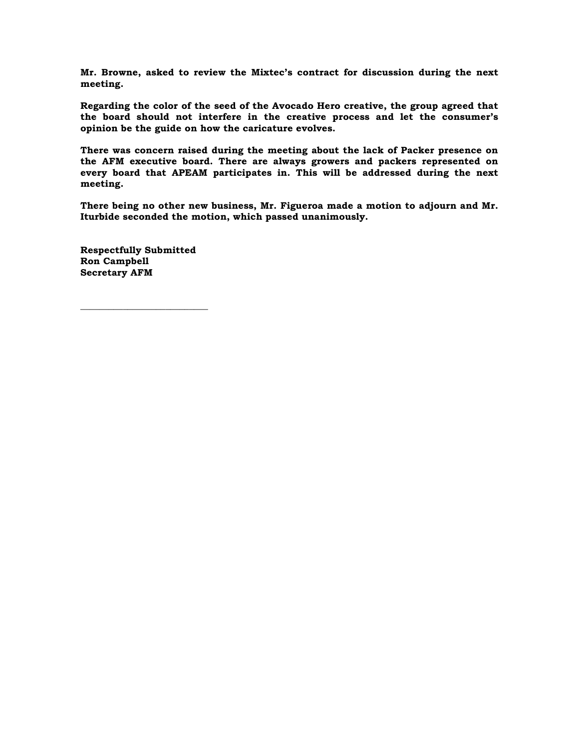**Mr. Browne, asked to review the Mixtec's contract for discussion during the next meeting.**

**Regarding the color of the seed of the Avocado Hero creative, the group agreed that the board should not interfere in the creative process and let the consumer's opinion be the guide on how the caricature evolves.**

**There was concern raised during the meeting about the lack of Packer presence on the AFM executive board. There are always growers and packers represented on every board that APEAM participates in. This will be addressed during the next meeting.**

**There being no other new business, Mr. Figueroa made a motion to adjourn and Mr. Iturbide seconded the motion, which passed unanimously.**

**Respectfully Submitted**
**Ron Campbell**
**Secretary AFM**

___________________________